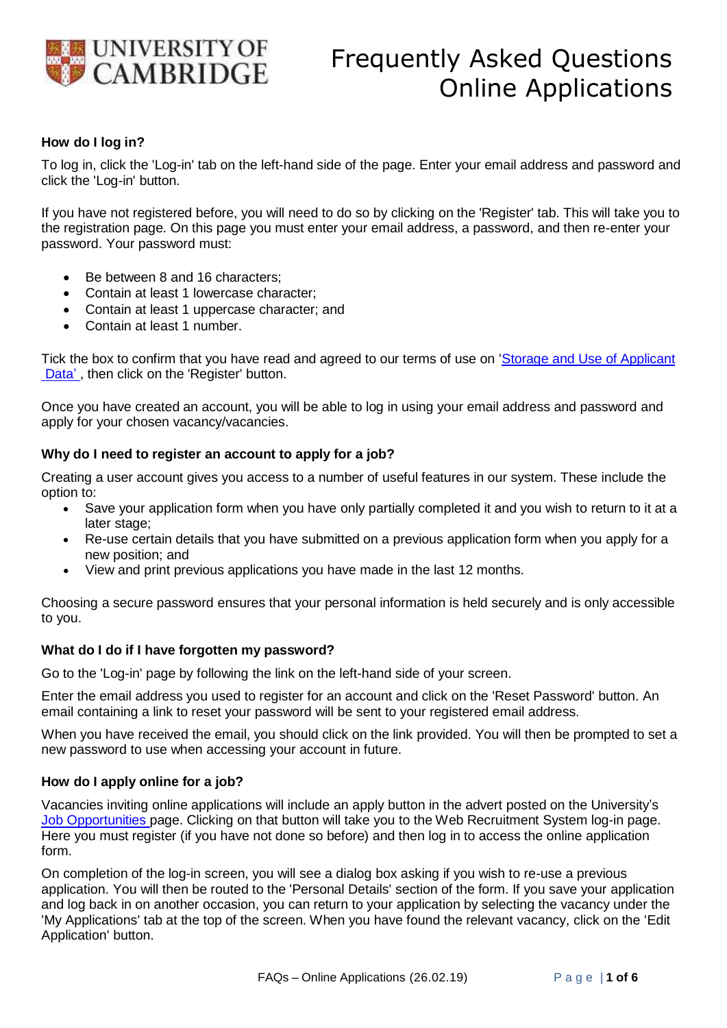# Frequently Asked Questions Online Applications

**How do I log in?**

To log in, click the 'Log-in' tab on the left-hand side of the page. Enter your email address and password and click the 'Log-in' button.

If you have not registered before, you will need to do so by clicking on the 'Register' tab. This will take you to the registration page. On this page you must enter your email address, a password, and then re-enter your password. Your password must:

- Be between 8 and 16 characters;
- Contain at least 1 lowercase character;
- Contain at least 1 uppercase character; and
- Contain at least 1 number.

Tick the box to confirm that you have read and agreed to our terms of use on 'Storage and Use of Applicant Data', then click on the 'Register' button.

Once you have created an account, you will be able to log in using your email address and password and apply for your chosen vacancy/vacancies.

**Why do I need to register an account to apply for a job?**

Creating a user account gives you access to a number of useful features in our system. These include the option to:

- Save your application form when you have only partially completed it and you wish to return to it at a later stage;
- Re-use certain details that you have submitted on a previous application form when you apply for a new position; and
- View and print previous applications you have made in the last 12 months.

Choosing a secure password ensures that your personal information is held securely and is only accessible to you.

**What do I do if I have forgotten my password?**

Go to the 'Log-in' page by following the link on the left-hand side of your screen.

Enter the email address you used to register for an account and click on the 'Reset Password' button. An email containing a link to reset your password will be sent to your registered email address.

When you have received the email, you should click on the link provided. You will then be prompted to set a new password to use when accessing your account in future.

**How do I apply online for a job?**

Vacancies inviting online applications will include an apply button in the advert posted on the University's Job Opportunities page. Clicking on that button will take you to the Web Recruitment System log-in page. Here you must register (if you have not done so before) and then log in to access the online application form.

On completion of the log-in screen, you will see a dialog box asking if you wish to re-use a previous application. You will then be routed to the 'Personal Details' section of the form. If you save your application and log back in on another occasion, you can return to your application by selecting the vacancy under the 'My Applications' tab at the top of the screen. When you have found the relevant vacancy, click on the 'Edit Application' button.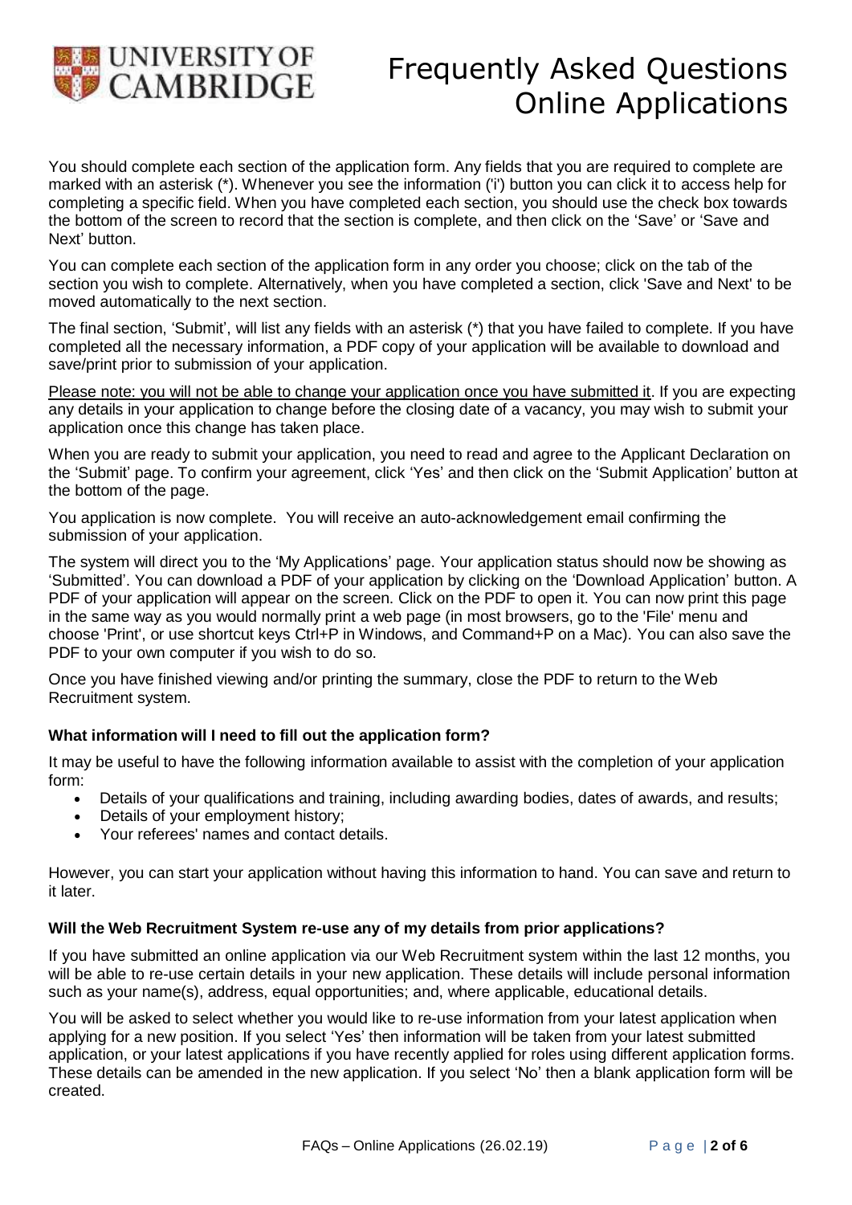You should complete each section of the application form. Any fields that you are required to complete are marked with an asterisk (*). Whenever you see the information ('i') button you can click it to access help for completing a specific field. When you have completed each section, you should use the check box towards the bottom of the screen to record that the section is complete, and then click on the 'Save' or 'Save and Next' button.

You can complete each section of the application form in any order you choose; click on the tab of the section you wish to complete. Alternatively, when you have completed a section, click 'Save and Next' to be moved automatically to the next section.

The final section, 'Submit', will list any fields with an asterisk (*) that you have failed to complete. If you have completed all the necessary information, a PDF copy of your application will be available to download and save/print prior to submission of your application.

Please note: you will not be able to change your application once you have submitted it. If you are expecting any details in your application to change before the closing date of a vacancy, you may wish to submit your application once this change has taken place.

When you are ready to submit your application, you need to read and agree to the Applicant Declaration on the 'Submit' page. To confirm your agreement, click 'Yes' and then click on the 'Submit Application' button at the bottom of the page.

You application is now complete. You will receive an auto-acknowledgement email confirming the submission of your application.

The system will direct you to the 'My Applications' page. Your application status should now be showing as 'Submitted'. You can download a PDF of your application by clicking on the 'Download Application' button. A PDF of your application will appear on the screen. Click on the PDF to open it. You can now print this page in the same way as you would normally print a web page (in most browsers, go to the 'File' menu and choose 'Print', or use shortcut keys Ctrl+P in Windows, and Command+P on a Mac). You can also save the PDF to your own computer if you wish to do so.

Once you have finished viewing and/or printing the summary, close the PDF to return to the Web Recruitment system.

**What information will I need to fill out the application form?**

It may be useful to have the following information available to assist with the completion of your application form:

- Details of your qualifications and training, including awarding bodies, dates of awards, and results;
- Details of your employment history;
- Your referees' names and contact details.

However, you can start your application without having this information to hand. You can save and return to it later.

**Will the Web Recruitment System re-use any of my details from prior applications?**

If you have submitted an online application via our Web Recruitment system within the last 12 months, you will be able to re-use certain details in your new application. These details will include personal information such as your name(s), address, equal opportunities; and, where applicable, educational details.

You will be asked to select whether you would like to re-use information from your latest application when applying for a new position. If you select 'Yes' then information will be taken from your latest submitted application, or your latest applications if you have recently applied for roles using different application forms. These details can be amended in the new application. If you select 'No' then a blank application form will be created.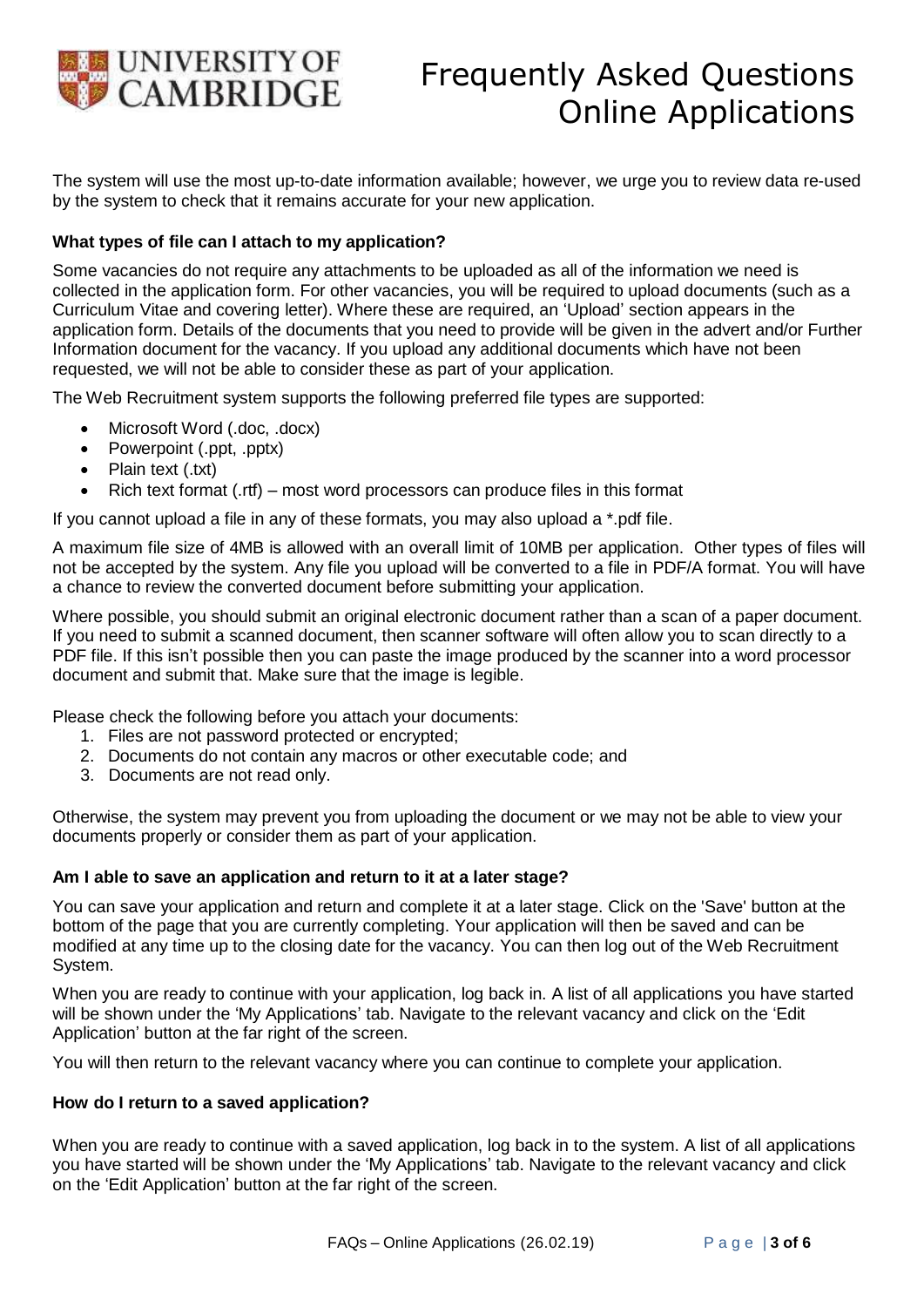The system will use the most up-to-date information available; however, we urge you to review data re-used by the system to check that it remains accurate for your new application.

**What types of file can I attach to my application?**

Some vacancies do not require any attachments to be uploaded as all of the information we need is collected in the application form. For other vacancies, you will be required to upload documents (such as a Curriculum Vitae and covering letter). Where these are required, an 'Upload' section appears in the application form. Details of the documents that you need to provide will be given in the advert and/or Further Information document for the vacancy. If you upload any additional documents which have not been requested, we will not be able to consider these as part of your application.

The Web Recruitment system supports the following preferred file types are supported:

- Microsoft Word (.doc, .docx)
- Powerpoint (.ppt, .pptx)
- Plain text (.txt)
- Rich text format (.rtf) – most word processors can produce files in this format

If you cannot upload a file in any of these formats, you may also upload a *.pdf file.

A maximum file size of 4MB is allowed with an overall limit of 10MB per application. Other types of files will not be accepted by the system. Any file you upload will be converted to a file in PDF/A format. You will have a chance to review the converted document before submitting your application.

Where possible, you should submit an original electronic document rather than a scan of a paper document. If you need to submit a scanned document, then scanner software will often allow you to scan directly to a PDF file. If this isn't possible then you can paste the image produced by the scanner into a word processor document and submit that. Make sure that the image is legible.

Please check the following before you attach your documents:

1. Files are not password protected or encrypted;
2. Documents do not contain any macros or other executable code; and
3. Documents are not read only.

Otherwise, the system may prevent you from uploading the document or we may not be able to view your documents properly or consider them as part of your application.

**Am I able to save an application and return to it at a later stage?**

You can save your application and return and complete it at a later stage. Click on the 'Save' button at the bottom of the page that you are currently completing. Your application will then be saved and can be modified at any time up to the closing date for the vacancy. You can then log out of the Web Recruitment System.

When you are ready to continue with your application, log back in. A list of all applications you have started will be shown under the 'My Applications' tab. Navigate to the relevant vacancy and click on the 'Edit Application' button at the far right of the screen.

You will then return to the relevant vacancy where you can continue to complete your application.

**How do I return to a saved application?**

When you are ready to continue with a saved application, log back in to the system. A list of all applications you have started will be shown under the 'My Applications' tab. Navigate to the relevant vacancy and click on the 'Edit Application' button at the far right of the screen.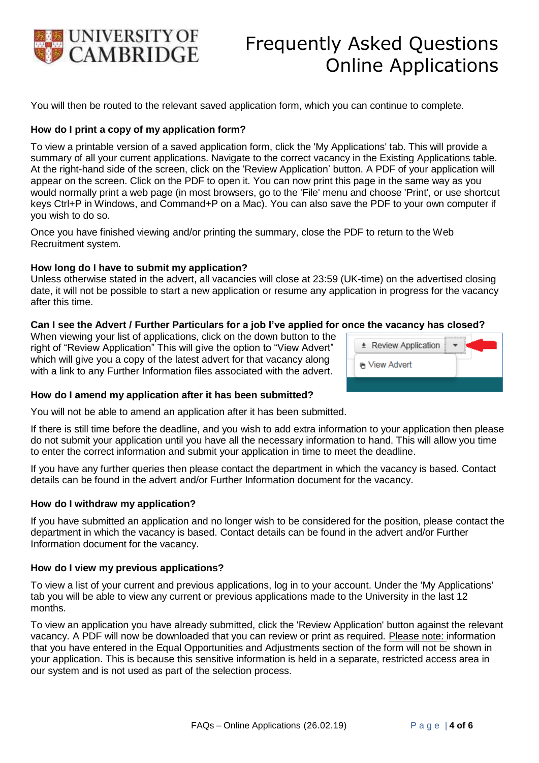You will then be routed to the relevant saved application form, which you can continue to complete.

**How do I print a copy of my application form?**

To view a printable version of a saved application form, click the 'My Applications' tab. This will provide a summary of all your current applications. Navigate to the correct vacancy in the Existing Applications table. At the right-hand side of the screen, click on the 'Review Application' button. A PDF of your application will appear on the screen. Click on the PDF to open it. You can now print this page in the same way as you would normally print a web page (in most browsers, go to the 'File' menu and choose 'Print', or use shortcut keys Ctrl+P in Windows, and Command+P on a Mac). You can also save the PDF to your own computer if you wish to do so.

Once you have finished viewing and/or printing the summary, close the PDF to return to the Web Recruitment system.

**How long do I have to submit my application?**

Unless otherwise stated in the advert, all vacancies will close at 23:59 (UK-time) on the advertised closing date, it will not be possible to start a new application or resume any application in progress for the vacancy after this time.

**Can I see the Advert / Further Particulars for a job I've applied for once the vacancy has closed?**

When viewing your list of applications, click on the down button to the right of "Review Application" This will give the option to "View Advert" which will give you a copy of the latest advert for that vacancy along with a link to any Further Information files associated with the advert.

**How do I amend my application after it has been submitted?**

You will not be able to amend an application after it has been submitted.

If there is still time before the deadline, and you wish to add extra information to your application then please do not submit your application until you have all the necessary information to hand. This will allow you time to enter the correct information and submit your application in time to meet the deadline.

If you have any further queries then please contact the department in which the vacancy is based. Contact details can be found in the advert and/or Further Information document for the vacancy.

**How do I withdraw my application?**

If you have submitted an application and no longer wish to be considered for the position, please contact the department in which the vacancy is based. Contact details can be found in the advert and/or Further Information document for the vacancy.

**How do I view my previous applications?**

To view a list of your current and previous applications, log in to your account. Under the 'My Applications' tab you will be able to view any current or previous applications made to the University in the last 12 months.

To view an application you have already submitted, click the 'Review Application' button against the relevant vacancy. A PDF will now be downloaded that you can review or print as required. Please note: information that you have entered in the Equal Opportunities and Adjustments section of the form will not be shown in your application. This is because this sensitive information is held in a separate, restricted access area in our system and is not used as part of the selection process.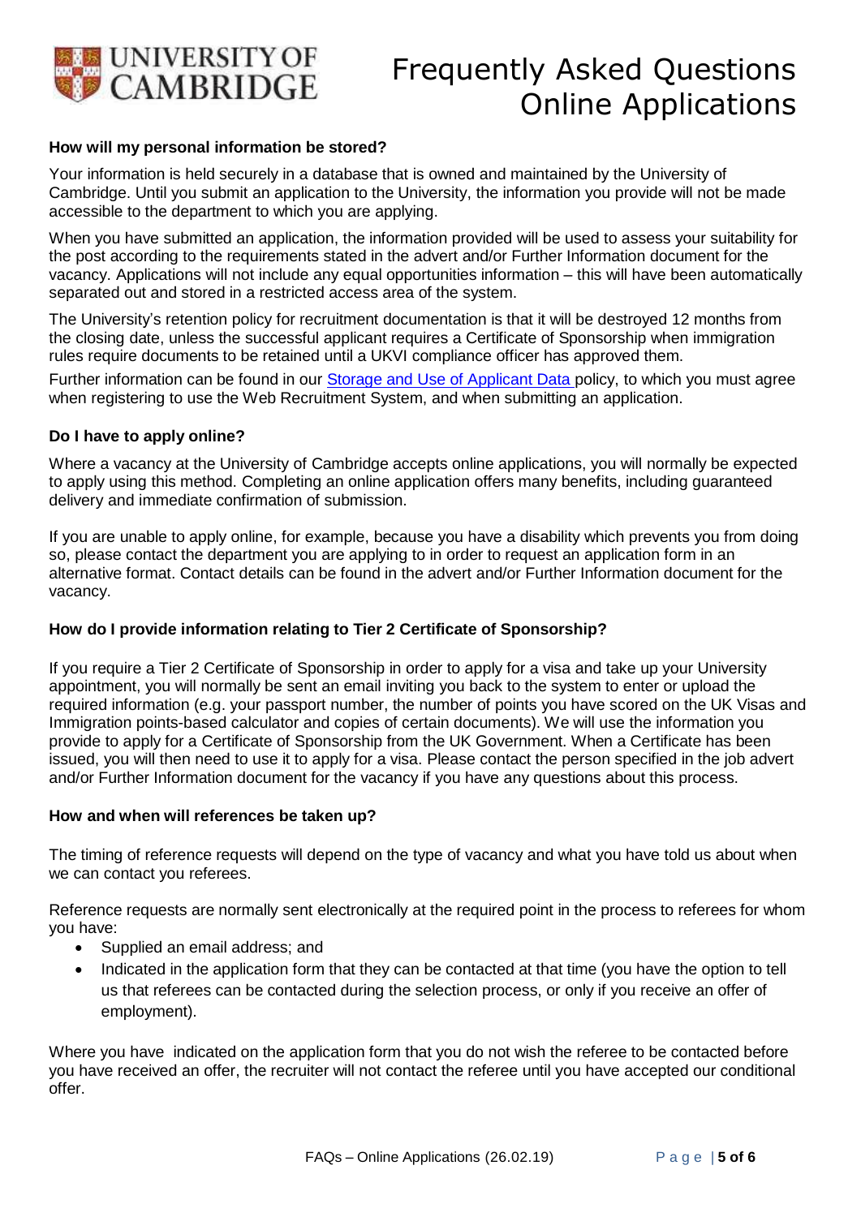### How will my personal information be stored?

Your information is held securely in a database that is owned and maintained by the University of Cambridge. Until you submit an application to the University, the information you provide will not be made accessible to the department to which you are applying.

When you have submitted an application, the information provided will be used to assess your suitability for the post according to the requirements stated in the advert and/or Further Information document for the vacancy. Applications will not include any equal opportunities information – this will have been automatically separated out and stored in a restricted access area of the system.

The University's retention policy for recruitment documentation is that it will be destroyed 12 months from the closing date, unless the successful applicant requires a Certificate of Sponsorship when immigration rules require documents to be retained until a UKVI compliance officer has approved them.

Further information can be found in our Storage and Use of Applicant Data policy, to which you must agree when registering to use the Web Recruitment System, and when submitting an application.

### Do I have to apply online?

Where a vacancy at the University of Cambridge accepts online applications, you will normally be expected to apply using this method. Completing an online application offers many benefits, including guaranteed delivery and immediate confirmation of submission.

If you are unable to apply online, for example, because you have a disability which prevents you from doing so, please contact the department you are applying to in order to request an application form in an alternative format. Contact details can be found in the advert and/or Further Information document for the vacancy.

### How do I provide information relating to Tier 2 Certificate of Sponsorship?

If you require a Tier 2 Certificate of Sponsorship in order to apply for a visa and take up your University appointment, you will normally be sent an email inviting you back to the system to enter or upload the required information (e.g. your passport number, the number of points you have scored on the UK Visas and Immigration points-based calculator and copies of certain documents). We will use the information you provide to apply for a Certificate of Sponsorship from the UK Government. When a Certificate has been issued, you will then need to use it to apply for a visa. Please contact the person specified in the job advert and/or Further Information document for the vacancy if you have any questions about this process.

### How and when will references be taken up?

The timing of reference requests will depend on the type of vacancy and what you have told us about when we can contact you referees.

Reference requests are normally sent electronically at the required point in the process to referees for whom you have:

- Supplied an email address; and
- Indicated in the application form that they can be contacted at that time (you have the option to tell us that referees can be contacted during the selection process, or only if you receive an offer of employment).

Where you have indicated on the application form that you do not wish the referee to be contacted before you have received an offer, the recruiter will not contact the referee until you have accepted our conditional offer.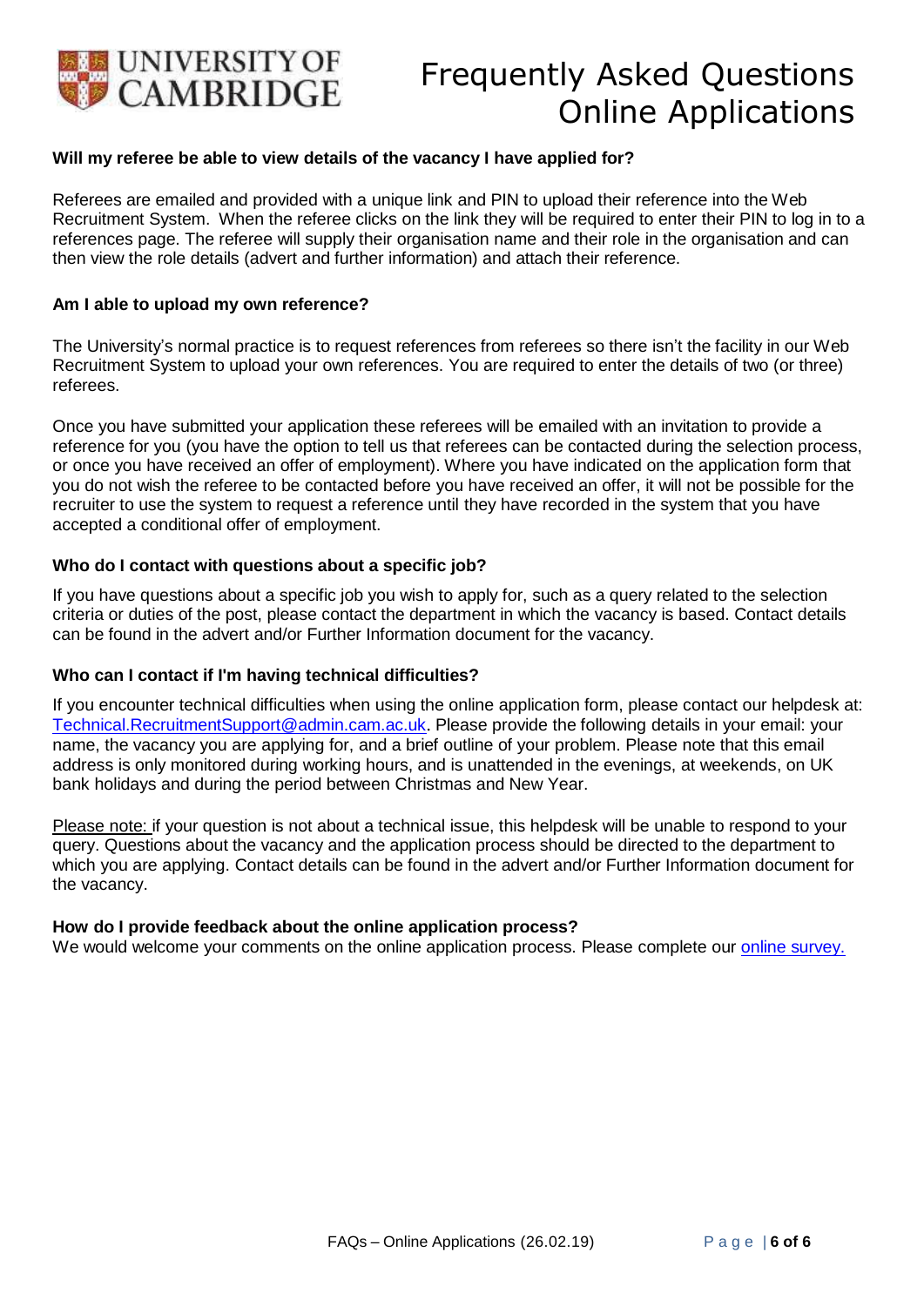**Will my referee be able to view details of the vacancy I have applied for?**

Referees are emailed and provided with a unique link and PIN to upload their reference into the Web Recruitment System. When the referee clicks on the link they will be required to enter their PIN to log in to a references page. The referee will supply their organisation name and their role in the organisation and can then view the role details (advert and further information) and attach their reference.

**Am I able to upload my own reference?**

The University's normal practice is to request references from referees so there isn't the facility in our Web Recruitment System to upload your own references. You are required to enter the details of two (or three) referees.

Once you have submitted your application these referees will be emailed with an invitation to provide a reference for you (you have the option to tell us that referees can be contacted during the selection process, or once you have received an offer of employment). Where you have indicated on the application form that you do not wish the referee to be contacted before you have received an offer, it will not be possible for the recruiter to use the system to request a reference until they have recorded in the system that you have accepted a conditional offer of employment.

**Who do I contact with questions about a specific job?**

If you have questions about a specific job you wish to apply for, such as a query related to the selection criteria or duties of the post, please contact the department in which the vacancy is based. Contact details can be found in the advert and/or Further Information document for the vacancy.

**Who can I contact if I'm having technical difficulties?**

If you encounter technical difficulties when using the online application form, please contact our helpdesk at: Technical.RecruitmentSupport@admin.cam.ac.uk. Please provide the following details in your email: your name, the vacancy you are applying for, and a brief outline of your problem. Please note that this email address is only monitored during working hours, and is unattended in the evenings, at weekends, on UK bank holidays and during the period between Christmas and New Year.

Please note: if your question is not about a technical issue, this helpdesk will be unable to respond to your query. Questions about the vacancy and the application process should be directed to the department to which you are applying. Contact details can be found in the advert and/or Further Information document for the vacancy.

**How do I provide feedback about the online application process?**

We would welcome your comments on the online application process. Please complete our online survey.